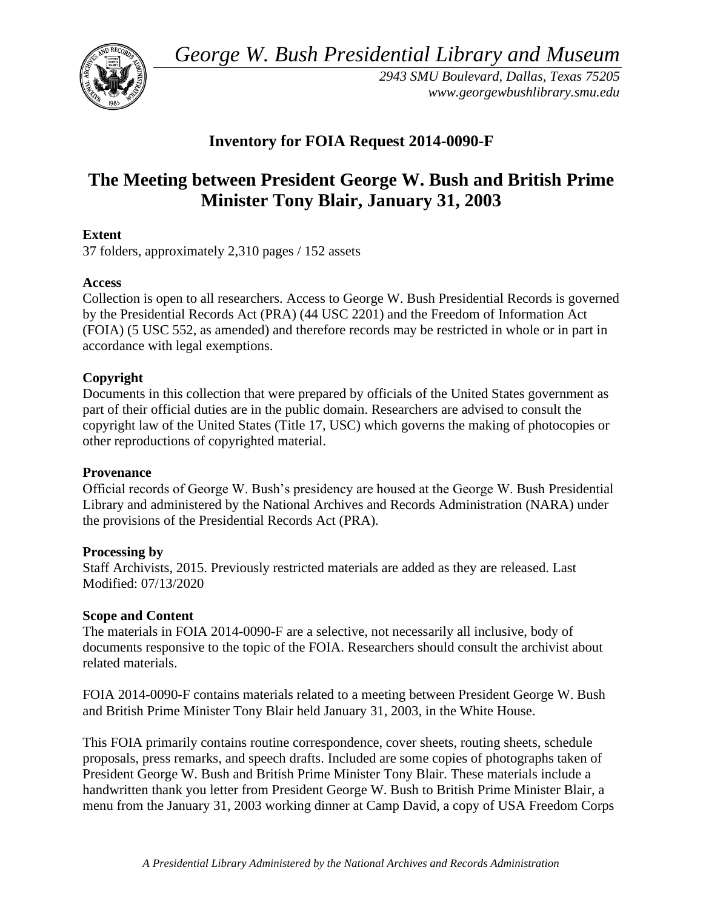*George W. Bush Presidential Library and Museum*

*2943 SMU Boulevard, Dallas, Texas 75205*
*www.georgewbushlibrary.smu.edu*

## Inventory for FOIA Request 2014-0090-F

# The Meeting between President George W. Bush and British Prime Minister Tony Blair, January 31, 2003

**Extent**

37 folders, approximately 2,310 pages / 152 assets

**Access**

Collection is open to all researchers. Access to George W. Bush Presidential Records is governed by the Presidential Records Act (PRA) (44 USC 2201) and the Freedom of Information Act (FOIA) (5 USC 552, as amended) and therefore records may be restricted in whole or in part in accordance with legal exemptions.

**Copyright**

Documents in this collection that were prepared by officials of the United States government as part of their official duties are in the public domain. Researchers are advised to consult the copyright law of the United States (Title 17, USC) which governs the making of photocopies or other reproductions of copyrighted material.

**Provenance**

Official records of George W. Bush's presidency are housed at the George W. Bush Presidential Library and administered by the National Archives and Records Administration (NARA) under the provisions of the Presidential Records Act (PRA).

**Processing by**

Staff Archivists, 2015. Previously restricted materials are added as they are released. Last Modified: 07/13/2020

**Scope and Content**

The materials in FOIA 2014-0090-F are a selective, not necessarily all inclusive, body of documents responsive to the topic of the FOIA. Researchers should consult the archivist about related materials.

FOIA 2014-0090-F contains materials related to a meeting between President George W. Bush and British Prime Minister Tony Blair held January 31, 2003, in the White House.

This FOIA primarily contains routine correspondence, cover sheets, routing sheets, schedule proposals, press remarks, and speech drafts. Included are some copies of photographs taken of President George W. Bush and British Prime Minister Tony Blair. These materials include a handwritten thank you letter from President George W. Bush to British Prime Minister Blair, a menu from the January 31, 2003 working dinner at Camp David, a copy of USA Freedom Corps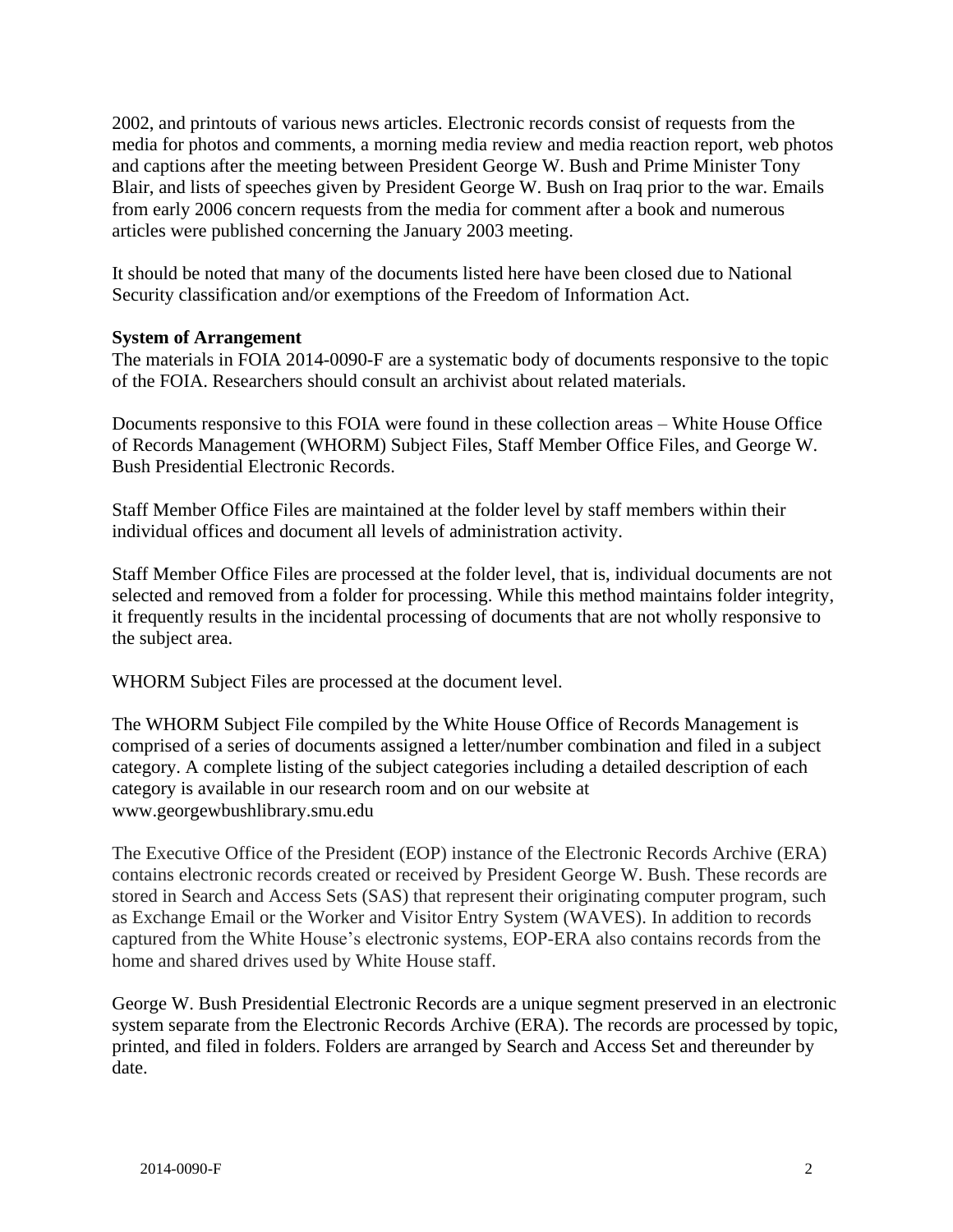2002, and printouts of various news articles. Electronic records consist of requests from the media for photos and comments, a morning media review and media reaction report, web photos and captions after the meeting between President George W. Bush and Prime Minister Tony Blair, and lists of speeches given by President George W. Bush on Iraq prior to the war. Emails from early 2006 concern requests from the media for comment after a book and numerous articles were published concerning the January 2003 meeting.

It should be noted that many of the documents listed here have been closed due to National Security classification and/or exemptions of the Freedom of Information Act.

**System of Arrangement**

The materials in FOIA 2014-0090-F are a systematic body of documents responsive to the topic of the FOIA. Researchers should consult an archivist about related materials.

Documents responsive to this FOIA were found in these collection areas – White House Office of Records Management (WHORM) Subject Files, Staff Member Office Files, and George W. Bush Presidential Electronic Records.

Staff Member Office Files are maintained at the folder level by staff members within their individual offices and document all levels of administration activity.

Staff Member Office Files are processed at the folder level, that is, individual documents are not selected and removed from a folder for processing. While this method maintains folder integrity, it frequently results in the incidental processing of documents that are not wholly responsive to the subject area.

WHORM Subject Files are processed at the document level.

The WHORM Subject File compiled by the White House Office of Records Management is comprised of a series of documents assigned a letter/number combination and filed in a subject category. A complete listing of the subject categories including a detailed description of each category is available in our research room and on our website at www.georgewbushlibrary.smu.edu

The Executive Office of the President (EOP) instance of the Electronic Records Archive (ERA) contains electronic records created or received by President George W. Bush. These records are stored in Search and Access Sets (SAS) that represent their originating computer program, such as Exchange Email or the Worker and Visitor Entry System (WAVES). In addition to records captured from the White House's electronic systems, EOP-ERA also contains records from the home and shared drives used by White House staff.

George W. Bush Presidential Electronic Records are a unique segment preserved in an electronic system separate from the Electronic Records Archive (ERA). The records are processed by topic, printed, and filed in folders. Folders are arranged by Search and Access Set and thereunder by date.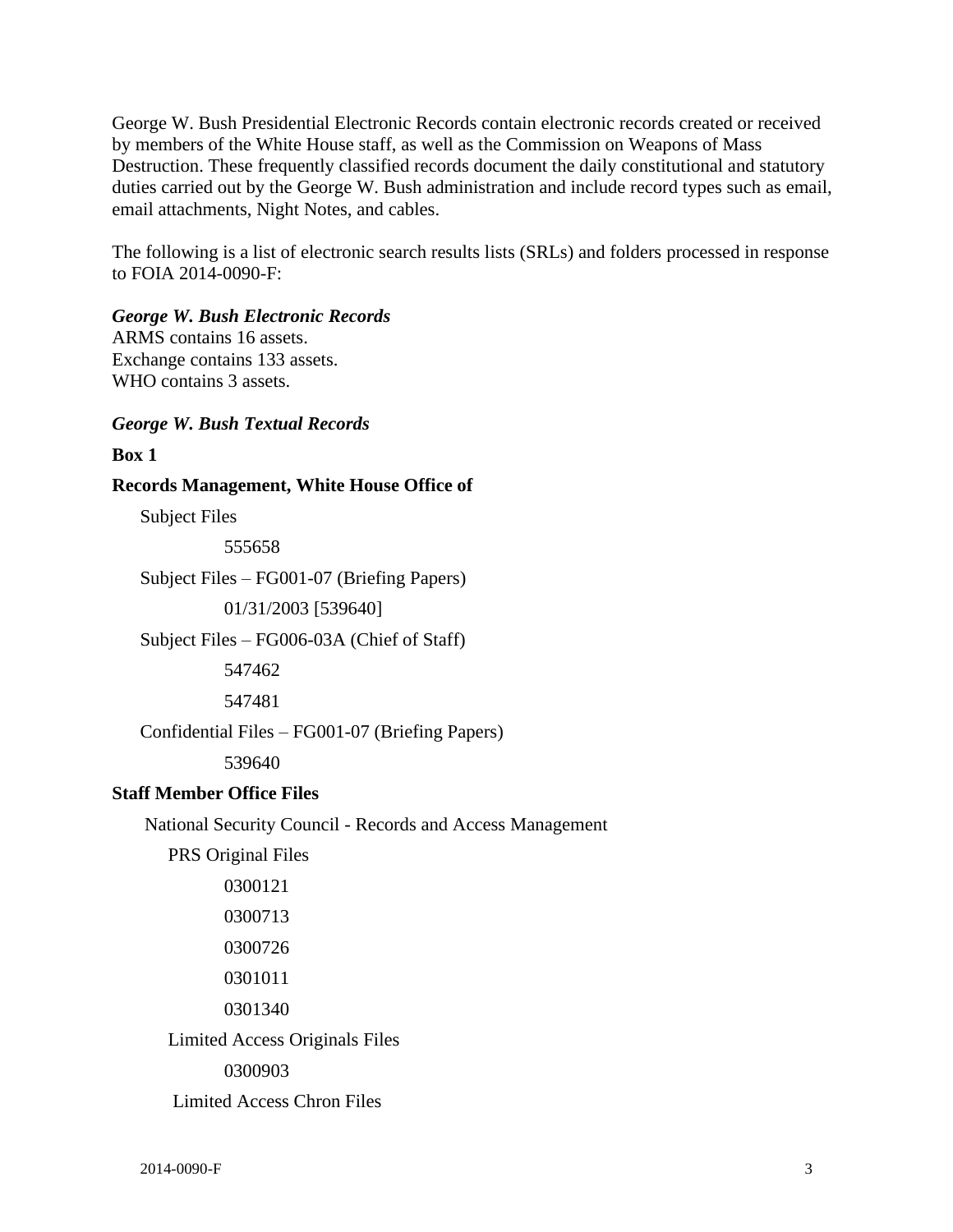George W. Bush Presidential Electronic Records contain electronic records created or received by members of the White House staff, as well as the Commission on Weapons of Mass Destruction. These frequently classified records document the daily constitutional and statutory duties carried out by the George W. Bush administration and include record types such as email, email attachments, Night Notes, and cables.

The following is a list of electronic search results lists (SRLs) and folders processed in response to FOIA 2014-0090-F:

***George W. Bush Electronic Records***

ARMS contains 16 assets.
Exchange contains 133 assets.
WHO contains 3 assets.

***George W. Bush Textual Records***

**Box 1**

**Records Management, White House Office of**

- Subject Files
  - 555658
- Subject Files – FG001-07 (Briefing Papers)
  - 01/31/2003 [539640]
- Subject Files – FG006-03A (Chief of Staff)
  - 547462
  - 547481
- Confidential Files – FG001-07 (Briefing Papers)
  - 539640

**Staff Member Office Files**

- National Security Council - Records and Access Management
  - PRS Original Files
    - 0300121
    - 0300713
    - 0300726
    - 0301011
    - 0301340
  - Limited Access Originals Files
    - 0300903
  - Limited Access Chron Files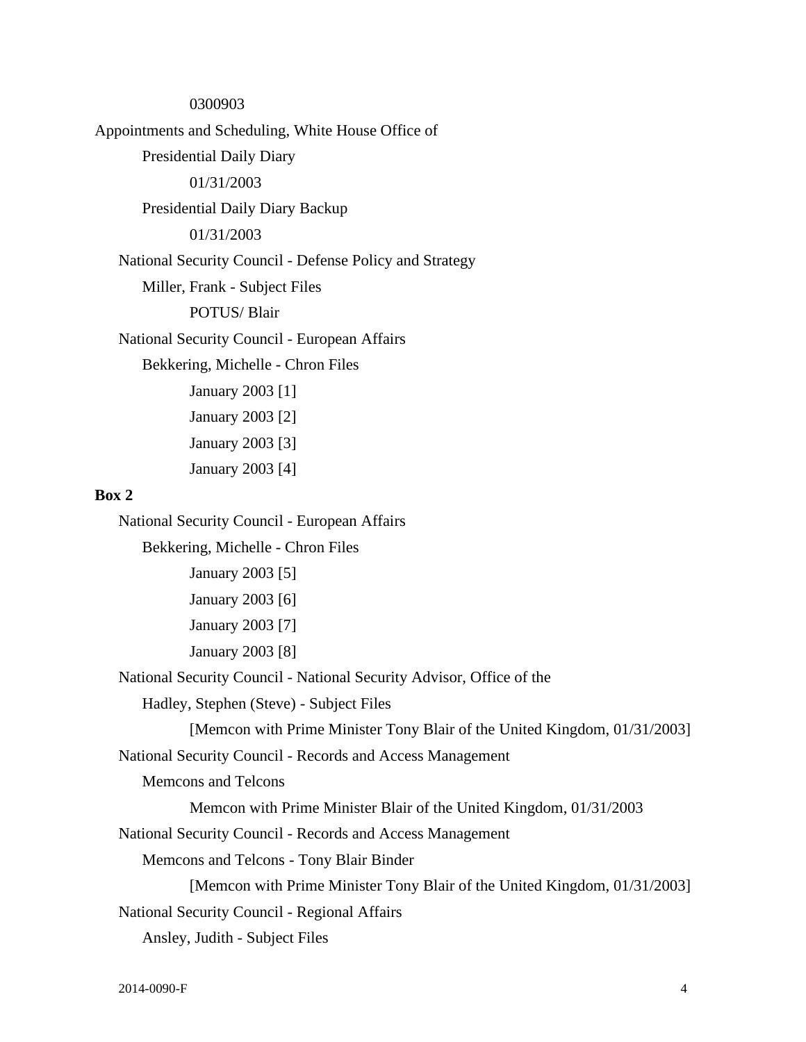0300903

Appointments and Scheduling, White House Office of

Presidential Daily Diary

01/31/2003

Presidential Daily Diary Backup

01/31/2003

National Security Council - Defense Policy and Strategy

Miller, Frank - Subject Files

POTUS/ Blair

National Security Council - European Affairs

Bekkering, Michelle - Chron Files

January 2003 [1]

January 2003 [2]

January 2003 [3]

January 2003 [4]

**Box 2**

National Security Council - European Affairs

Bekkering, Michelle - Chron Files

January 2003 [5]

January 2003 [6]

January 2003 [7]

January 2003 [8]

National Security Council - National Security Advisor, Office of the

Hadley, Stephen (Steve) - Subject Files

[Memcon with Prime Minister Tony Blair of the United Kingdom, 01/31/2003]

National Security Council - Records and Access Management

Memcons and Telcons

Memcon with Prime Minister Blair of the United Kingdom, 01/31/2003

National Security Council - Records and Access Management

Memcons and Telcons - Tony Blair Binder

[Memcon with Prime Minister Tony Blair of the United Kingdom, 01/31/2003]

National Security Council - Regional Affairs

Ansley, Judith - Subject Files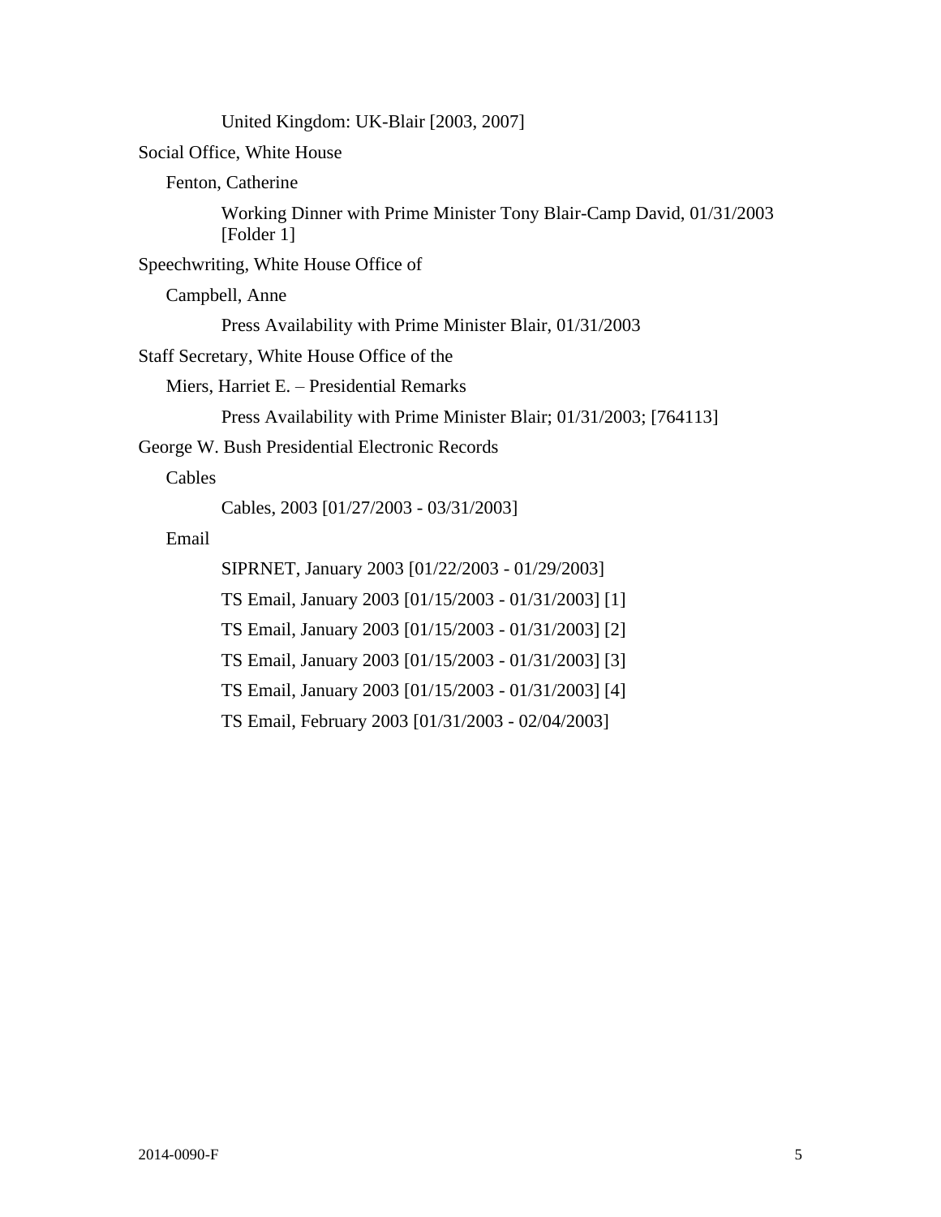United Kingdom: UK-Blair [2003, 2007]

Social Office, White House

Fenton, Catherine

Working Dinner with Prime Minister Tony Blair-Camp David, 01/31/2003 [Folder 1]

Speechwriting, White House Office of

Campbell, Anne

Press Availability with Prime Minister Blair, 01/31/2003

Staff Secretary, White House Office of the

Miers, Harriet E. – Presidential Remarks

Press Availability with Prime Minister Blair; 01/31/2003; [764113]

George W. Bush Presidential Electronic Records

Cables

Cables, 2003 [01/27/2003 - 03/31/2003]

Email

SIPRNET, January 2003 [01/22/2003 - 01/29/2003]

TS Email, January 2003 [01/15/2003 - 01/31/2003] [1]

TS Email, January 2003 [01/15/2003 - 01/31/2003] [2]

TS Email, January 2003 [01/15/2003 - 01/31/2003] [3]

TS Email, January 2003 [01/15/2003 - 01/31/2003] [4]

TS Email, February 2003 [01/31/2003 - 02/04/2003]